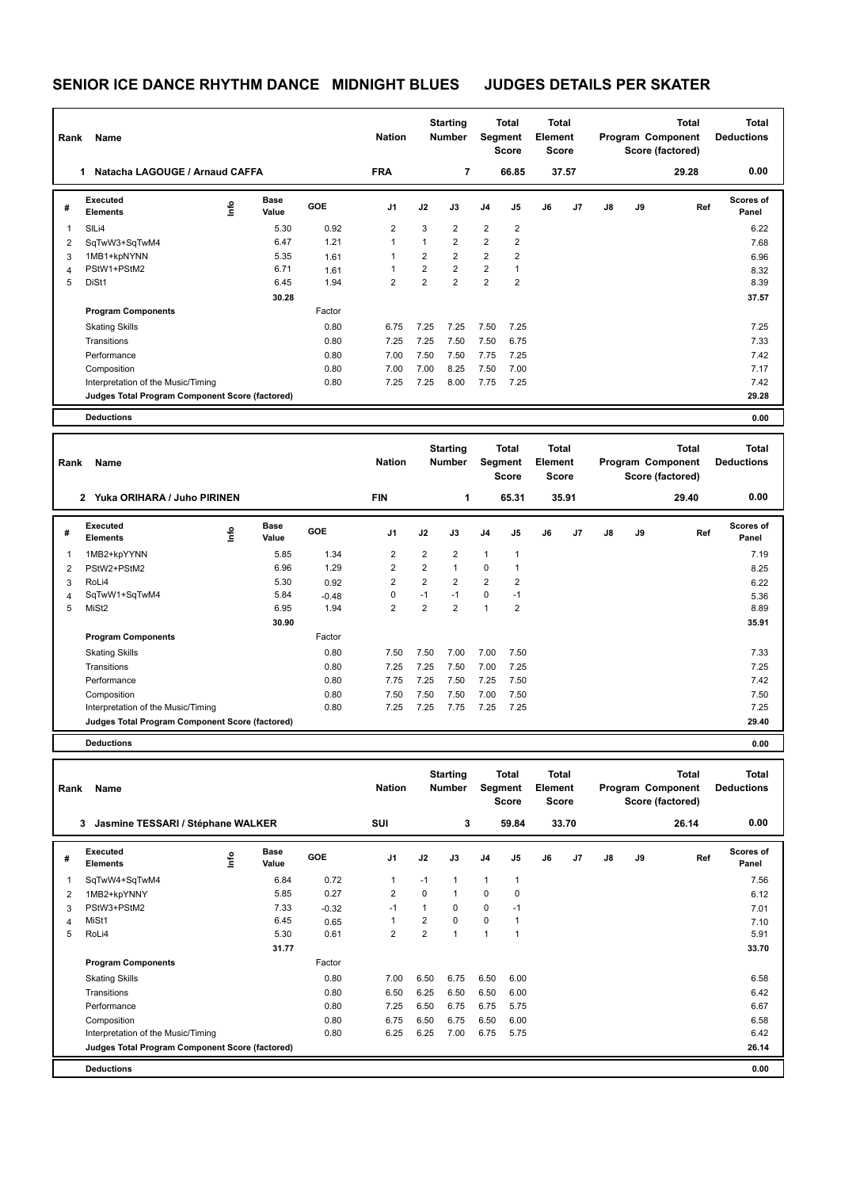# SENIOR ICE DANCE RHYTHM DANCE MIDNIGHT BLUES JUDGES DETAILS PER SKATER

| Rank | Name | Nation | Starting Number | Total Segment Score | Total Element Score | Total Program Component Score (factored) | Total Deductions |
|---|---|---|---|---|---|---|---|
| 1 | Natacha LAGOUGE / Arnaud CAFFA | FRA | 7 | 66.85 | 37.57 | 29.28 | 0.00 |

| # | Executed Elements | Info | Base Value | GOE | J1 | J2 | J3 | J4 | J5 | J6 | J7 | J8 | J9 | Ref | Scores of Panel |
|---|---|---|---|---|---|---|---|---|---|---|---|---|---|---|---|
| 1 | SlLi4 | | 5.30 | 0.92 | 2 | 3 | 2 | 2 | 2 | | | | | | 6.22 |
| 2 | SqTwW3+SqTwM4 | | 6.47 | 1.21 | 1 | 1 | 2 | 2 | 2 | | | | | | 7.68 |
| 3 | 1MB1+kpNYNN | | 5.35 | 1.61 | 1 | 2 | 2 | 2 | 2 | | | | | | 6.96 |
| 4 | PStW1+PStM2 | | 6.71 | 1.61 | 1 | 2 | 2 | 2 | 1 | | | | | | 8.32 |
| 5 | DiSt1 | | 6.45 | 1.94 | 2 | 2 | 2 | 2 | 2 | | | | | | 8.39 |
| | | | 30.28 | | | | | | | | | | | | 37.57 |
| | Program Components | | | Factor | | | | | | | | | | | |
| | Skating Skills | | | 0.80 | 6.75 | 7.25 | 7.25 | 7.50 | 7.25 | | | | | | 7.25 |
| | Transitions | | | 0.80 | 7.25 | 7.25 | 7.50 | 7.50 | 6.75 | | | | | | 7.33 |
| | Performance | | | 0.80 | 7.00 | 7.50 | 7.50 | 7.75 | 7.25 | | | | | | 7.42 |
| | Composition | | | 0.80 | 7.00 | 7.00 | 8.25 | 7.50 | 7.00 | | | | | | 7.17 |
| | Interpretation of the Music/Timing | | | 0.80 | 7.25 | 7.25 | 8.00 | 7.75 | 7.25 | | | | | | 7.42 |
| | Judges Total Program Component Score (factored) | | | | | | | | | | | | | | 29.28 |
| | Deductions | | | | | | | | | | | | | | 0.00 |

| Rank | Name | Nation | Starting Number | Total Segment Score | Total Element Score | Total Program Component Score (factored) | Total Deductions |
|---|---|---|---|---|---|---|---|
| 2 | Yuka ORIHARA / Juho PIRINEN | FIN | 1 | 65.31 | 35.91 | 29.40 | 0.00 |

| # | Executed Elements | Info | Base Value | GOE | J1 | J2 | J3 | J4 | J5 | J6 | J7 | J8 | J9 | Ref | Scores of Panel |
|---|---|---|---|---|---|---|---|---|---|---|---|---|---|---|---|
| 1 | 1MB2+kpYYNN | | 5.85 | 1.34 | 2 | 2 | 2 | 1 | 1 | | | | | | 7.19 |
| 2 | PStW2+PStM2 | | 6.96 | 1.29 | 2 | 2 | 1 | 0 | 1 | | | | | | 8.25 |
| 3 | RoLi4 | | 5.30 | 0.92 | 2 | 2 | 2 | 2 | 2 | | | | | | 6.22 |
| 4 | SqTwW1+SqTwM4 | | 5.84 | -0.48 | 0 | -1 | -1 | 0 | -1 | | | | | | 5.36 |
| 5 | MiSt2 | | 6.95 | 1.94 | 2 | 2 | 2 | 1 | 2 | | | | | | 8.89 |
| | | | 30.90 | | | | | | | | | | | | 35.91 |
| | Program Components | | | Factor | | | | | | | | | | | |
| | Skating Skills | | | 0.80 | 7.50 | 7.50 | 7.00 | 7.00 | 7.50 | | | | | | 7.33 |
| | Transitions | | | 0.80 | 7.25 | 7.25 | 7.50 | 7.00 | 7.25 | | | | | | 7.25 |
| | Performance | | | 0.80 | 7.75 | 7.25 | 7.50 | 7.25 | 7.50 | | | | | | 7.42 |
| | Composition | | | 0.80 | 7.50 | 7.50 | 7.50 | 7.00 | 7.50 | | | | | | 7.50 |
| | Interpretation of the Music/Timing | | | 0.80 | 7.25 | 7.25 | 7.75 | 7.25 | 7.25 | | | | | | 7.25 |
| | Judges Total Program Component Score (factored) | | | | | | | | | | | | | | 29.40 |
| | Deductions | | | | | | | | | | | | | | 0.00 |

| Rank | Name | Nation | Starting Number | Total Segment Score | Total Element Score | Total Program Component Score (factored) | Total Deductions |
|---|---|---|---|---|---|---|---|
| 3 | Jasmine TESSARI / Stéphane WALKER | SUI | 3 | 59.84 | 33.70 | 26.14 | 0.00 |

| # | Executed Elements | Info | Base Value | GOE | J1 | J2 | J3 | J4 | J5 | J6 | J7 | J8 | J9 | Ref | Scores of Panel |
|---|---|---|---|---|---|---|---|---|---|---|---|---|---|---|---|
| 1 | SqTwW4+SqTwM4 | | 6.84 | 0.72 | 1 | -1 | 1 | 1 | 1 | | | | | | 7.56 |
| 2 | 1MB2+kpYNNY | | 5.85 | 0.27 | 2 | 0 | 1 | 0 | 0 | | | | | | 6.12 |
| 3 | PStW3+PStM2 | | 7.33 | -0.32 | -1 | 1 | 0 | 0 | -1 | | | | | | 7.01 |
| 4 | MiSt1 | | 6.45 | 0.65 | 1 | 2 | 0 | 0 | 1 | | | | | | 7.10 |
| 5 | RoLi4 | | 5.30 | 0.61 | 2 | 2 | 1 | 1 | 1 | | | | | | 5.91 |
| | | | 31.77 | | | | | | | | | | | | 33.70 |
| | Program Components | | | Factor | | | | | | | | | | | |
| | Skating Skills | | | 0.80 | 7.00 | 6.50 | 6.75 | 6.50 | 6.00 | | | | | | 6.58 |
| | Transitions | | | 0.80 | 6.50 | 6.25 | 6.50 | 6.50 | 6.00 | | | | | | 6.42 |
| | Performance | | | 0.80 | 7.25 | 6.50 | 6.75 | 6.75 | 5.75 | | | | | | 6.67 |
| | Composition | | | 0.80 | 6.75 | 6.50 | 6.75 | 6.50 | 6.00 | | | | | | 6.58 |
| | Interpretation of the Music/Timing | | | 0.80 | 6.25 | 6.25 | 7.00 | 6.75 | 5.75 | | | | | | 6.42 |
| | Judges Total Program Component Score (factored) | | | | | | | | | | | | | | 26.14 |
| | Deductions | | | | | | | | | | | | | | 0.00 |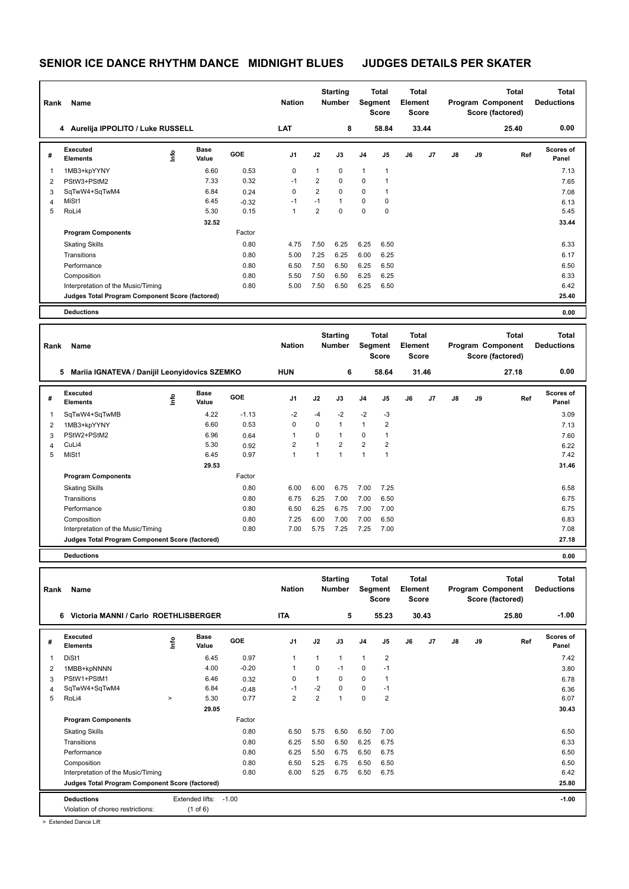# SENIOR ICE DANCE RHYTHM DANCE MIDNIGHT BLUES JUDGES DETAILS PER SKATER

| Rank | Name | Nation | Starting Number | Total Segment Score | Total Element Score | Total Program Component Score (factored) | Total Deductions |
|---|---|---|---|---|---|---|---|
| 4 | Aurelija IPPOLITO / Luke RUSSELL | LAT | 8 | 58.84 | 33.44 | 25.40 | 0.00 |

| # | Executed Elements | Info | Base Value | GOE | J1 | J2 | J3 | J4 | J5 | J6 | J7 | J8 | J9 | Ref | Scores of Panel |
|---|---|---|---|---|---|---|---|---|---|---|---|---|---|---|---|
| 1 | 1MB3+kpYYNY | | 6.60 | 0.53 | 0 | 1 | 0 | 1 | 1 | | | | | | 7.13 |
| 2 | PStW3+PStM2 | | 7.33 | 0.32 | -1 | 2 | 0 | 0 | 1 | | | | | | 7.65 |
| 3 | SqTwW4+SqTwM4 | | 6.84 | 0.24 | 0 | 2 | 0 | 0 | 1 | | | | | | 7.08 |
| 4 | MiSt1 | | 6.45 | -0.32 | -1 | -1 | 1 | 0 | 0 | | | | | | 6.13 |
| 5 | RoLi4 | | 5.30 | 0.15 | 1 | 2 | 0 | 0 | 0 | | | | | | 5.45 |
| | | | 32.52 | | | | | | | | | | | | 33.44 |
| | **Program Components** | | | Factor | | | | | | | | | | | |
| | Skating Skills | | | 0.80 | 4.75 | 7.50 | 6.25 | 6.25 | 6.50 | | | | | | 6.33 |
| | Transitions | | | 0.80 | 5.00 | 7.25 | 6.25 | 6.00 | 6.25 | | | | | | 6.17 |
| | Performance | | | 0.80 | 6.50 | 7.50 | 6.50 | 6.25 | 6.50 | | | | | | 6.50 |
| | Composition | | | 0.80 | 5.50 | 7.50 | 6.50 | 6.25 | 6.25 | | | | | | 6.33 |
| | Interpretation of the Music/Timing | | | 0.80 | 5.00 | 7.50 | 6.50 | 6.25 | 6.50 | | | | | | 6.42 |
| | **Judges Total Program Component Score (factored)** | | | | | | | | | | | | | | 25.40 |
| | **Deductions** | | | | | | | | | | | | | | 0.00 |

| Rank | Name | Nation | Starting Number | Total Segment Score | Total Element Score | Total Program Component Score (factored) | Total Deductions |
|---|---|---|---|---|---|---|---|
| 5 | Mariia IGNATEVA / Danijil Leonyidovics SZEMKO | HUN | 6 | 58.64 | 31.46 | 27.18 | 0.00 |

| # | Executed Elements | Info | Base Value | GOE | J1 | J2 | J3 | J4 | J5 | J6 | J7 | J8 | J9 | Ref | Scores of Panel |
|---|---|---|---|---|---|---|---|---|---|---|---|---|---|---|---|
| 1 | SqTwW4+SqTwMB | | 4.22 | -1.13 | -2 | -4 | -2 | -2 | -3 | | | | | | 3.09 |
| 2 | 1MB3+kpYYNY | | 6.60 | 0.53 | 0 | 0 | 1 | 1 | 2 | | | | | | 7.13 |
| 3 | PStW2+PStM2 | | 6.96 | 0.64 | 1 | 0 | 1 | 0 | 1 | | | | | | 7.60 |
| 4 | CuLi4 | | 5.30 | 0.92 | 2 | 1 | 2 | 2 | 2 | | | | | | 6.22 |
| 5 | MiSt1 | | 6.45 | 0.97 | 1 | 1 | 1 | 1 | 1 | | | | | | 7.42 |
| | | | 29.53 | | | | | | | | | | | | 31.46 |
| | **Program Components** | | | Factor | | | | | | | | | | | |
| | Skating Skills | | | 0.80 | 6.00 | 6.00 | 6.75 | 7.00 | 7.25 | | | | | | 6.58 |
| | Transitions | | | 0.80 | 6.75 | 6.25 | 7.00 | 7.00 | 6.50 | | | | | | 6.75 |
| | Performance | | | 0.80 | 6.50 | 6.25 | 6.75 | 7.00 | 7.00 | | | | | | 6.75 |
| | Composition | | | 0.80 | 7.25 | 6.00 | 7.00 | 7.00 | 6.50 | | | | | | 6.83 |
| | Interpretation of the Music/Timing | | | 0.80 | 7.00 | 5.75 | 7.25 | 7.25 | 7.00 | | | | | | 7.08 |
| | **Judges Total Program Component Score (factored)** | | | | | | | | | | | | | | 27.18 |
| | **Deductions** | | | | | | | | | | | | | | 0.00 |

| Rank | Name | Nation | Starting Number | Total Segment Score | Total Element Score | Total Program Component Score (factored) | Total Deductions |
|---|---|---|---|---|---|---|---|
| 6 | Victoria MANNI / Carlo ROETHLISBERGER | ITA | 5 | 55.23 | 30.43 | 25.80 | -1.00 |

| # | Executed Elements | Info | Base Value | GOE | J1 | J2 | J3 | J4 | J5 | J6 | J7 | J8 | J9 | Ref | Scores of Panel |
|---|---|---|---|---|---|---|---|---|---|---|---|---|---|---|---|
| 1 | DiSt1 | | 6.45 | 0.97 | 1 | 1 | 1 | 1 | 2 | | | | | | 7.42 |
| 2 | 1MBB+kpNNNN | | 4.00 | -0.20 | 1 | 0 | -1 | 0 | -1 | | | | | | 3.80 |
| 3 | PStW1+PStM1 | | 6.46 | 0.32 | 0 | 1 | 0 | 0 | 1 | | | | | | 6.78 |
| 4 | SqTwW4+SqTwM4 | | 6.84 | -0.48 | -1 | -2 | 0 | 0 | -1 | | | | | | 6.36 |
| 5 | RoLi4 | > | 5.30 | 0.77 | 2 | 2 | 1 | 0 | 2 | | | | | | 6.07 |
| | | | 29.05 | | | | | | | | | | | | 30.43 |
| | **Program Components** | | | Factor | | | | | | | | | | | |
| | Skating Skills | | | 0.80 | 6.50 | 5.75 | 6.50 | 6.50 | 7.00 | | | | | | 6.50 |
| | Transitions | | | 0.80 | 6.25 | 5.50 | 6.50 | 6.25 | 6.75 | | | | | | 6.33 |
| | Performance | | | 0.80 | 6.25 | 5.50 | 6.75 | 6.50 | 6.75 | | | | | | 6.50 |
| | Composition | | | 0.80 | 6.50 | 5.25 | 6.75 | 6.50 | 6.50 | | | | | | 6.50 |
| | Interpretation of the Music/Timing | | | 0.80 | 6.00 | 5.25 | 6.75 | 6.50 | 6.75 | | | | | | 6.42 |
| | **Judges Total Program Component Score (factored)** | | | | | | | | | | | | | | 25.80 |
| | **Deductions** | Extended lifts: | -1.00 | | | | | | | | | | | | -1.00 |
| | Violation of choreo restrictions: | (1 of 6) | | | | | | | | | | | | | |

> Extended Dance Lift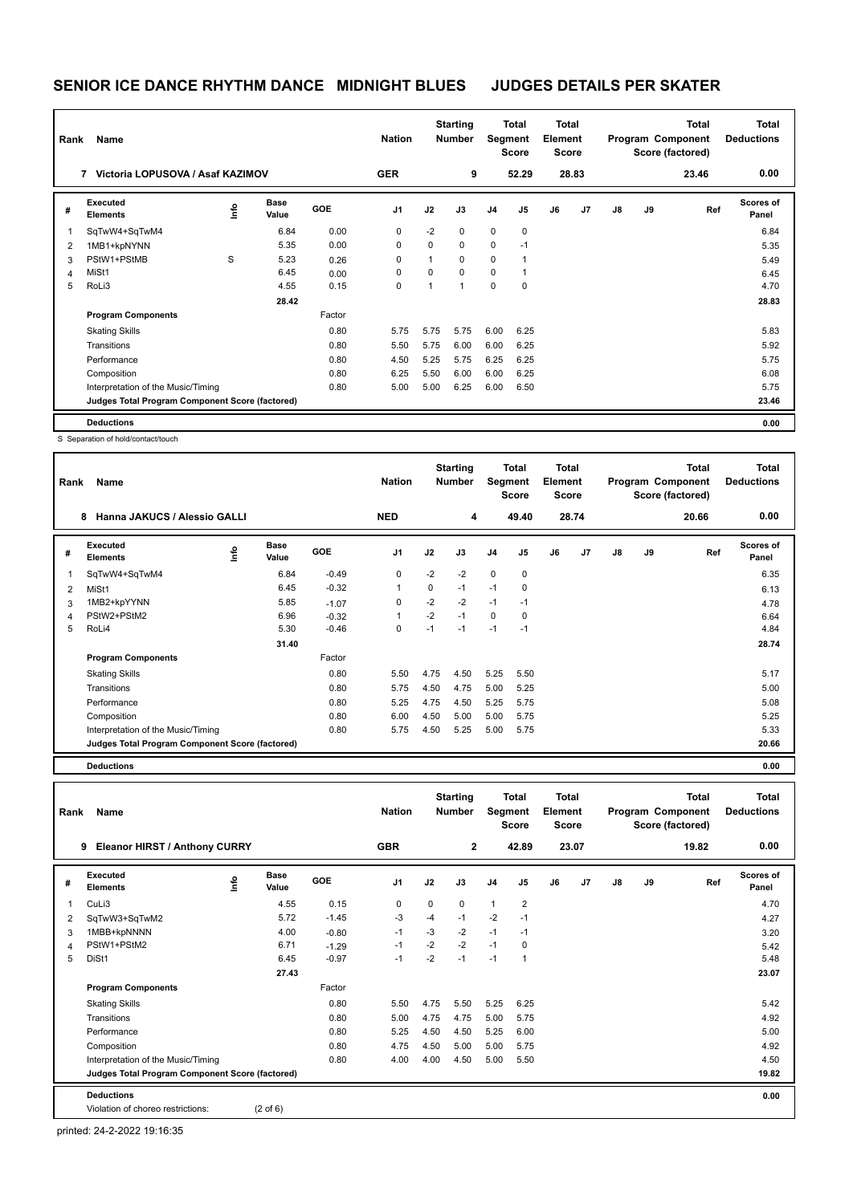# SENIOR ICE DANCE RHYTHM DANCE MIDNIGHT BLUES JUDGES DETAILS PER SKATER

| Rank | Name | Nation | Starting Number | Total Segment Score | Total Element Score | Total Program Component Score (factored) | Total Deductions |
|---|---|---|---|---|---|---|---|
| 7 | Victoria LOPUSOVA / Asaf KAZIMOV | GER | 9 | 52.29 | 28.83 | 23.46 | 0.00 |

| # | Executed Elements | Info | Base Value | GOE | J1 | J2 | J3 | J4 | J5 | J6 | J7 | J8 | J9 | Ref | Scores of Panel |
|---|---|---|---|---|---|---|---|---|---|---|---|---|---|---|---|
| 1 | SqTwW4+SqTwM4 | | 6.84 | 0.00 | 0 | -2 | 0 | 0 | 0 | | | | | | 6.84 |
| 2 | 1MB1+kpNYNN | | 5.35 | 0.00 | 0 | 0 | 0 | 0 | -1 | | | | | | 5.35 |
| 3 | PStW1+PStMB | S | 5.23 | 0.26 | 0 | 1 | 0 | 0 | 1 | | | | | | 5.49 |
| 4 | MiSt1 | | 6.45 | 0.00 | 0 | 0 | 0 | 0 | 1 | | | | | | 6.45 |
| 5 | RoLi3 | | 4.55 | 0.15 | 0 | 1 | 1 | 0 | 0 | | | | | | 4.70 |
| | | | 28.42 | | | | | | | | | | | | 28.83 |

| Program Components | Factor | J1 | J2 | J3 | J4 | J5 | J6 | J7 | J8 | J9 | Scores of Panel |
|---|---|---|---|---|---|---|---|---|---|---|---|
| Skating Skills | 0.80 | 5.75 | 5.75 | 5.75 | 6.00 | 6.25 | | | | | 5.83 |
| Transitions | 0.80 | 5.50 | 5.75 | 6.00 | 6.00 | 6.25 | | | | | 5.92 |
| Performance | 0.80 | 4.50 | 5.25 | 5.75 | 6.25 | 6.25 | | | | | 5.75 |
| Composition | 0.80 | 6.25 | 5.50 | 6.00 | 6.00 | 6.25 | | | | | 6.08 |
| Interpretation of the Music/Timing | 0.80 | 5.00 | 5.00 | 6.25 | 6.00 | 6.50 | | | | | 5.75 |
| Judges Total Program Component Score (factored) | | | | | | | | | | | 23.46 |

**Deductions** 0.00

S Separation of hold/contact/touch

| Rank | Name | Nation | Starting Number | Total Segment Score | Total Element Score | Total Program Component Score (factored) | Total Deductions |
|---|---|---|---|---|---|---|---|
| 8 | Hanna JAKUCS / Alessio GALLI | NED | 4 | 49.40 | 28.74 | 20.66 | 0.00 |

| # | Executed Elements | Info | Base Value | GOE | J1 | J2 | J3 | J4 | J5 | J6 | J7 | J8 | J9 | Ref | Scores of Panel |
|---|---|---|---|---|---|---|---|---|---|---|---|---|---|---|---|
| 1 | SqTwW4+SqTwM4 | | 6.84 | -0.49 | 0 | -2 | -2 | 0 | 0 | | | | | | 6.35 |
| 2 | MiSt1 | | 6.45 | -0.32 | 1 | 0 | -1 | -1 | 0 | | | | | | 6.13 |
| 3 | 1MB2+kpYYNN | | 5.85 | -1.07 | 0 | -2 | -2 | -1 | -1 | | | | | | 4.78 |
| 4 | PStW2+PStM2 | | 6.96 | -0.32 | 1 | -2 | -1 | 0 | 0 | | | | | | 6.64 |
| 5 | RoLi4 | | 5.30 | -0.46 | 0 | -1 | -1 | -1 | -1 | | | | | | 4.84 |
| | | | 31.40 | | | | | | | | | | | | 28.74 |

| Program Components | Factor | J1 | J2 | J3 | J4 | J5 | J6 | J7 | J8 | J9 | Scores of Panel |
|---|---|---|---|---|---|---|---|---|---|---|---|
| Skating Skills | 0.80 | 5.50 | 4.75 | 4.50 | 5.25 | 5.50 | | | | | 5.17 |
| Transitions | 0.80 | 5.75 | 4.50 | 4.75 | 5.00 | 5.25 | | | | | 5.00 |
| Performance | 0.80 | 5.25 | 4.75 | 4.50 | 5.25 | 5.75 | | | | | 5.08 |
| Composition | 0.80 | 6.00 | 4.50 | 5.00 | 5.00 | 5.75 | | | | | 5.25 |
| Interpretation of the Music/Timing | 0.80 | 5.75 | 4.50 | 5.25 | 5.00 | 5.75 | | | | | 5.33 |
| Judges Total Program Component Score (factored) | | | | | | | | | | | 20.66 |

**Deductions** 0.00

| Rank | Name | Nation | Starting Number | Total Segment Score | Total Element Score | Total Program Component Score (factored) | Total Deductions |
|---|---|---|---|---|---|---|---|
| 9 | Eleanor HIRST / Anthony CURRY | GBR | 2 | 42.89 | 23.07 | 19.82 | 0.00 |

| # | Executed Elements | Info | Base Value | GOE | J1 | J2 | J3 | J4 | J5 | J6 | J7 | J8 | J9 | Ref | Scores of Panel |
|---|---|---|---|---|---|---|---|---|---|---|---|---|---|---|---|
| 1 | CuLi3 | | 4.55 | 0.15 | 0 | 0 | 0 | 1 | 2 | | | | | | 4.70 |
| 2 | SqTwW3+SqTwM2 | | 5.72 | -1.45 | -3 | -4 | -1 | -2 | -1 | | | | | | 4.27 |
| 3 | 1MBB+kpNNNN | | 4.00 | -0.80 | -1 | -3 | -2 | -1 | -1 | | | | | | 3.20 |
| 4 | PStW1+PStM2 | | 6.71 | -1.29 | -1 | -2 | -2 | -1 | 0 | | | | | | 5.42 |
| 5 | DiSt1 | | 6.45 | -0.97 | -1 | -2 | -1 | -1 | 1 | | | | | | 5.48 |
| | | | 27.43 | | | | | | | | | | | | 23.07 |

| Program Components | Factor | J1 | J2 | J3 | J4 | J5 | J6 | J7 | J8 | J9 | Scores of Panel |
|---|---|---|---|---|---|---|---|---|---|---|---|
| Skating Skills | 0.80 | 5.50 | 4.75 | 5.50 | 5.25 | 6.25 | | | | | 5.42 |
| Transitions | 0.80 | 5.00 | 4.75 | 4.75 | 5.00 | 5.75 | | | | | 4.92 |
| Performance | 0.80 | 5.25 | 4.50 | 4.50 | 5.25 | 6.00 | | | | | 5.00 |
| Composition | 0.80 | 4.75 | 4.50 | 5.00 | 5.00 | 5.75 | | | | | 4.92 |
| Interpretation of the Music/Timing | 0.80 | 4.00 | 4.00 | 4.50 | 5.00 | 5.50 | | | | | 4.50 |
| Judges Total Program Component Score (factored) | | | | | | | | | | | 19.82 |

**Deductions** 0.00

Violation of choreo restrictions: (2 of 6)

printed: 24-2-2022 19:16:35